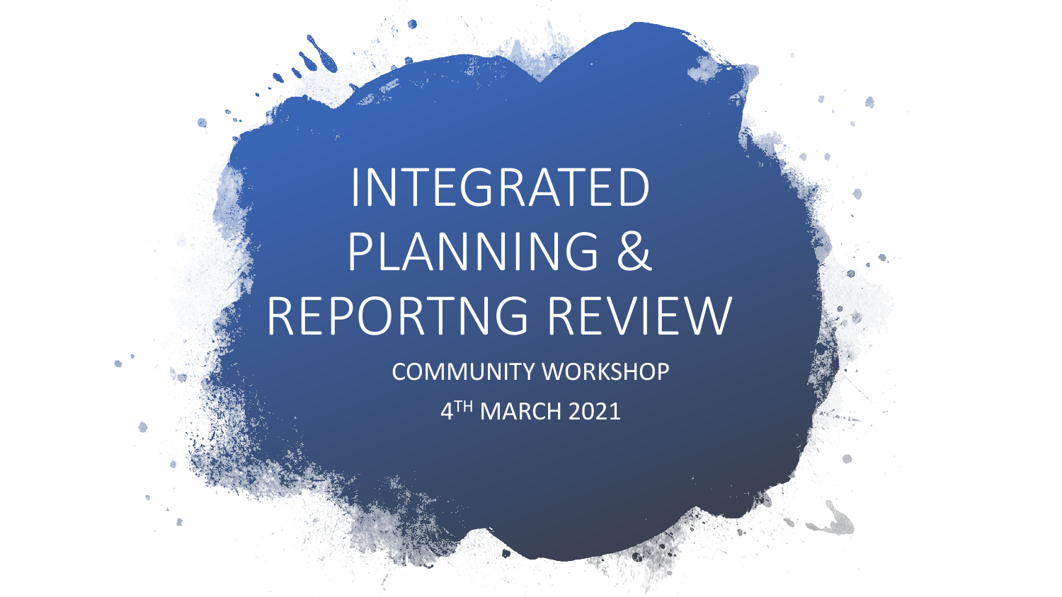# INTEGRATED PLANNING & REPORTNG REVIEW

COMMUNITY WORKSHOP

4TH MARCH 2021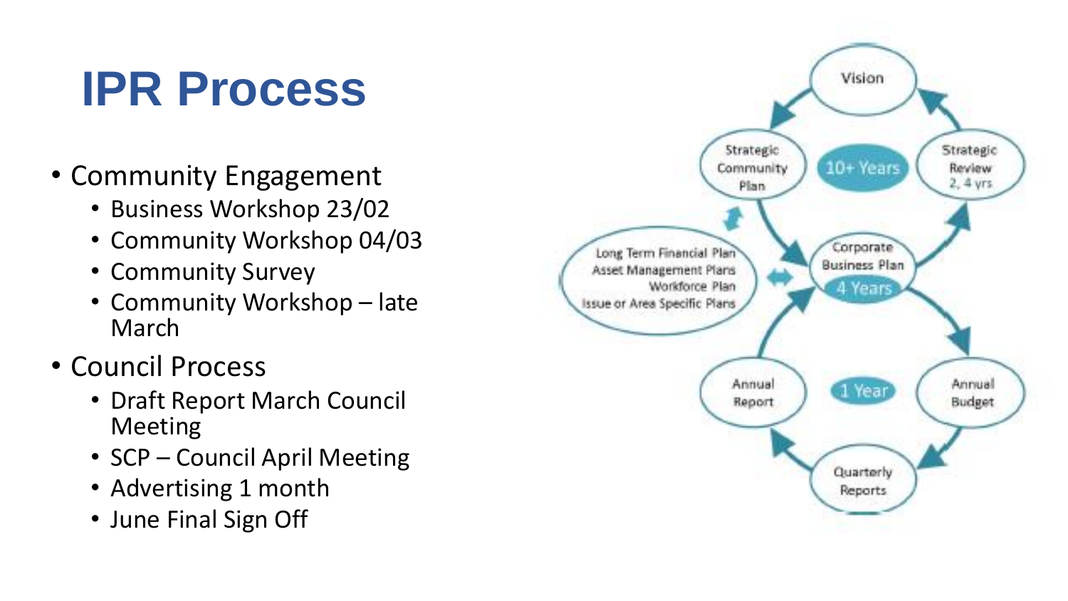# IPR Process

- Community Engagement
  - Business Workshop 23/02
  - Community Workshop 04/03
  - Community Survey
  - Community Workshop – late March
- Council Process
  - Draft Report March Council Meeting
  - SCP – Council April Meeting
  - Advertising 1 month
  - June Final Sign Off

Vision

Strategic Community Plan

10+ Years

Strategic Review 2, 4 yrs

Long Term Financial Plan
Asset Management Plans
Workforce Plan
Issue or Area Specific Plans

Corporate Business Plan

4 Years

Annual Report

1 Year

Annual Budget

Quarterly Reports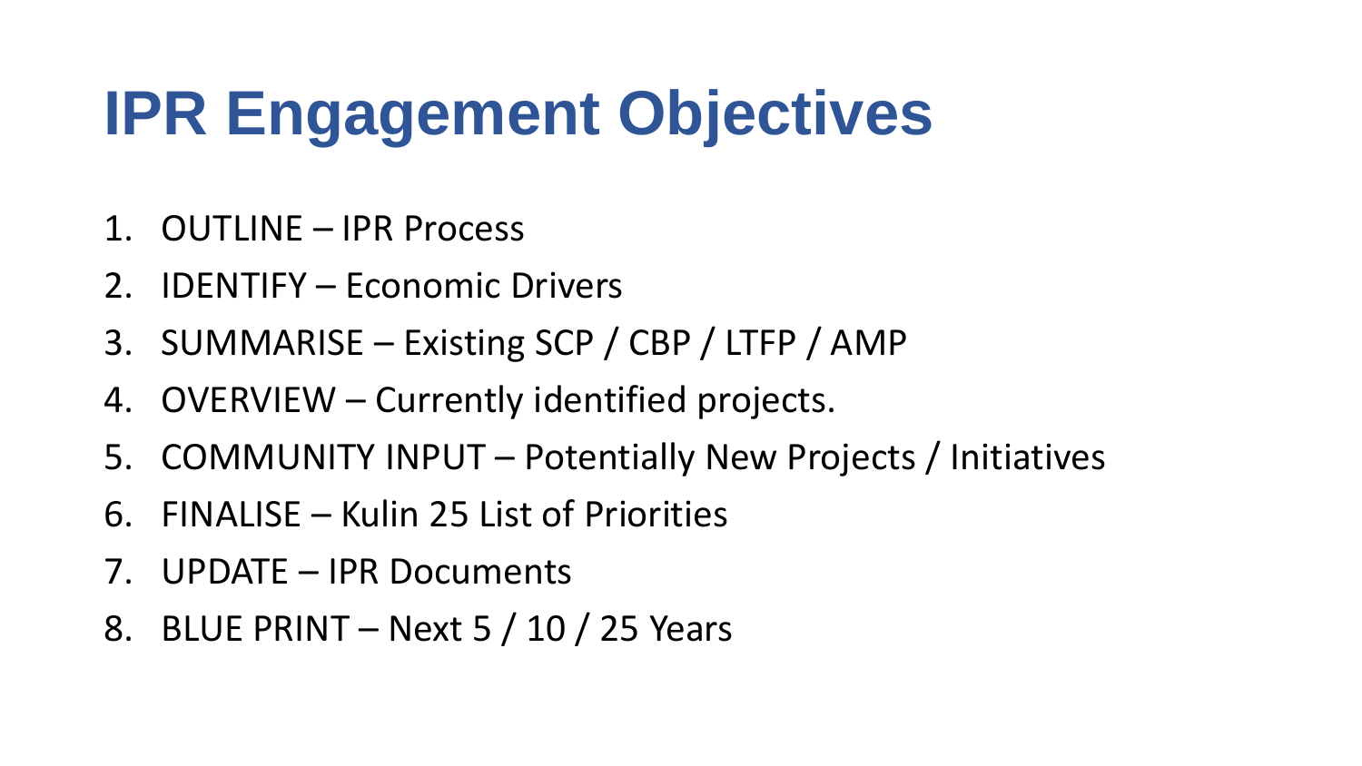# IPR Engagement Objectives

1. OUTLINE – IPR Process
2. IDENTIFY – Economic Drivers
3. SUMMARISE – Existing SCP / CBP / LTFP / AMP
4. OVERVIEW – Currently identified projects.
5. COMMUNITY INPUT – Potentially New Projects / Initiatives
6. FINALISE – Kulin 25 List of Priorities
7. UPDATE – IPR Documents
8. BLUE PRINT – Next 5 / 10 / 25 Years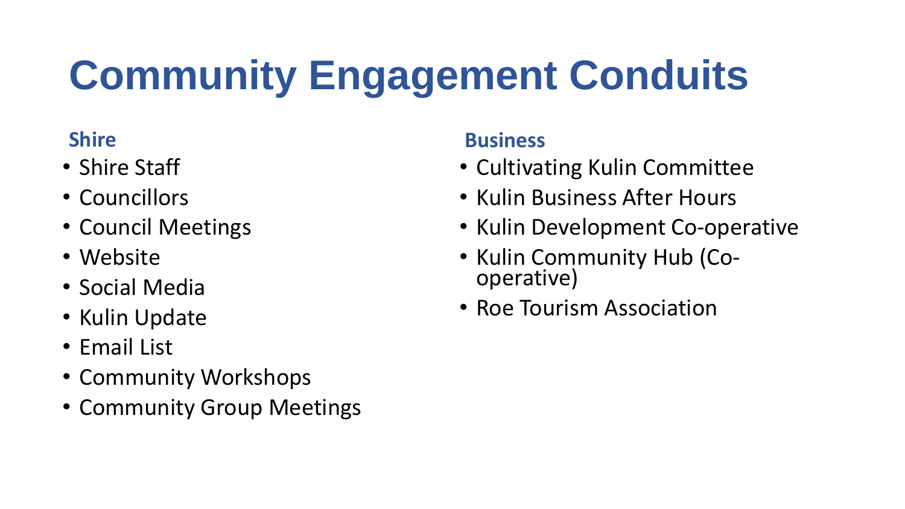# Community Engagement Conduits

### Shire

- Shire Staff
- Councillors
- Council Meetings
- Website
- Social Media
- Kulin Update
- Email List
- Community Workshops
- Community Group Meetings

### Business

- Cultivating Kulin Committee
- Kulin Business After Hours
- Kulin Development Co-operative
- Kulin Community Hub (Co-operative)
- Roe Tourism Association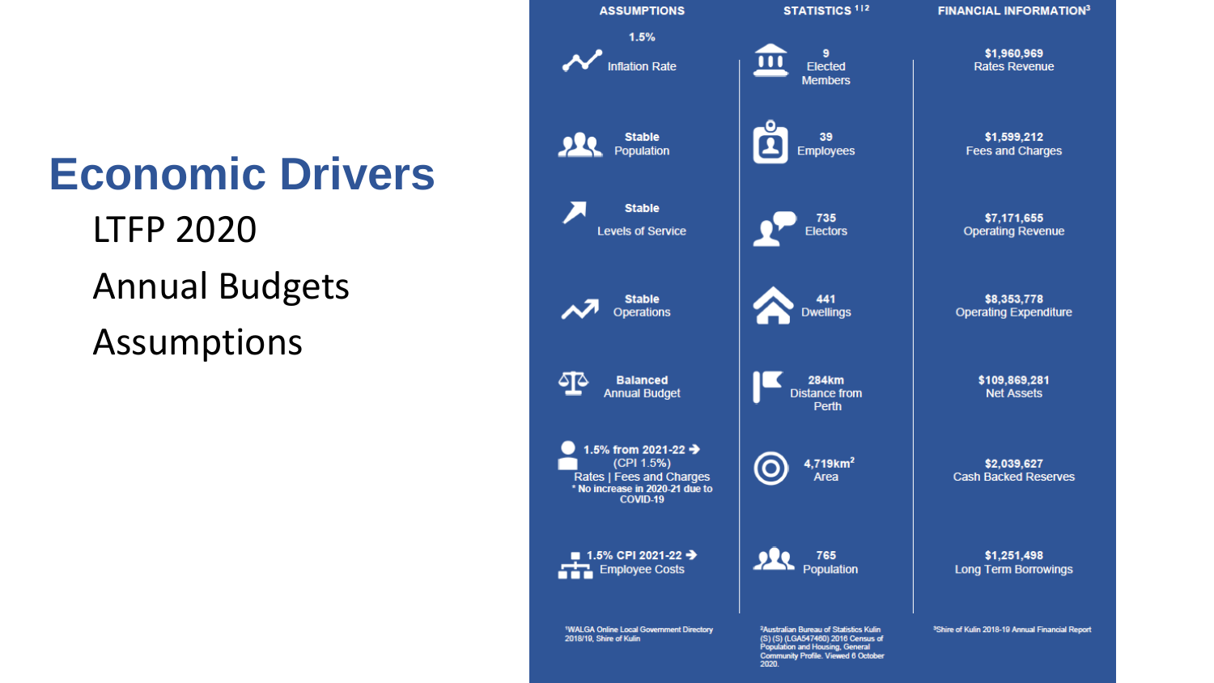# Economic Drivers

LTFP 2020

Annual Budgets

Assumptions

| ASSUMPTIONS | STATISTICS [1,2] | FINANCIAL INFORMATION[3] |
|---|---|---|
| 1.5% Inflation Rate | 9 Elected Members | $1,960,969 Rates Revenue |
| Stable Population | 39 Employees | $1,599,212 Fees and Charges |
| Stable Levels of Service | 735 Electors | $7,171,655 Operating Revenue |
| Stable Operations | 441 Dwellings | $8,353,778 Operating Expenditure |
| Balanced Annual Budget | 284km Distance from Perth | $109,869,281 Net Assets |
| 1.5% from 2021-22 ➔ (CPI 1.5%) Rates \| Fees and Charges * No increase in 2020-21 due to COVID-19 | 4,719km$^2$ Area | $2,039,627 Cash Backed Reserves |
| 1.5% CPI 2021-22 ➔ Employee Costs | 765 Population | $1,251,498 Long Term Borrowings |

[1]WALGA Online Local Government Directory 2018/19, Shire of Kulin

[2]Australian Bureau of Statistics Kulin (S) (S) (LGA547460) 2016 Census of Population and Housing, General Community Profile. Viewed 6 October 2020.

[3]Shire of Kulin 2018-19 Annual Financial Report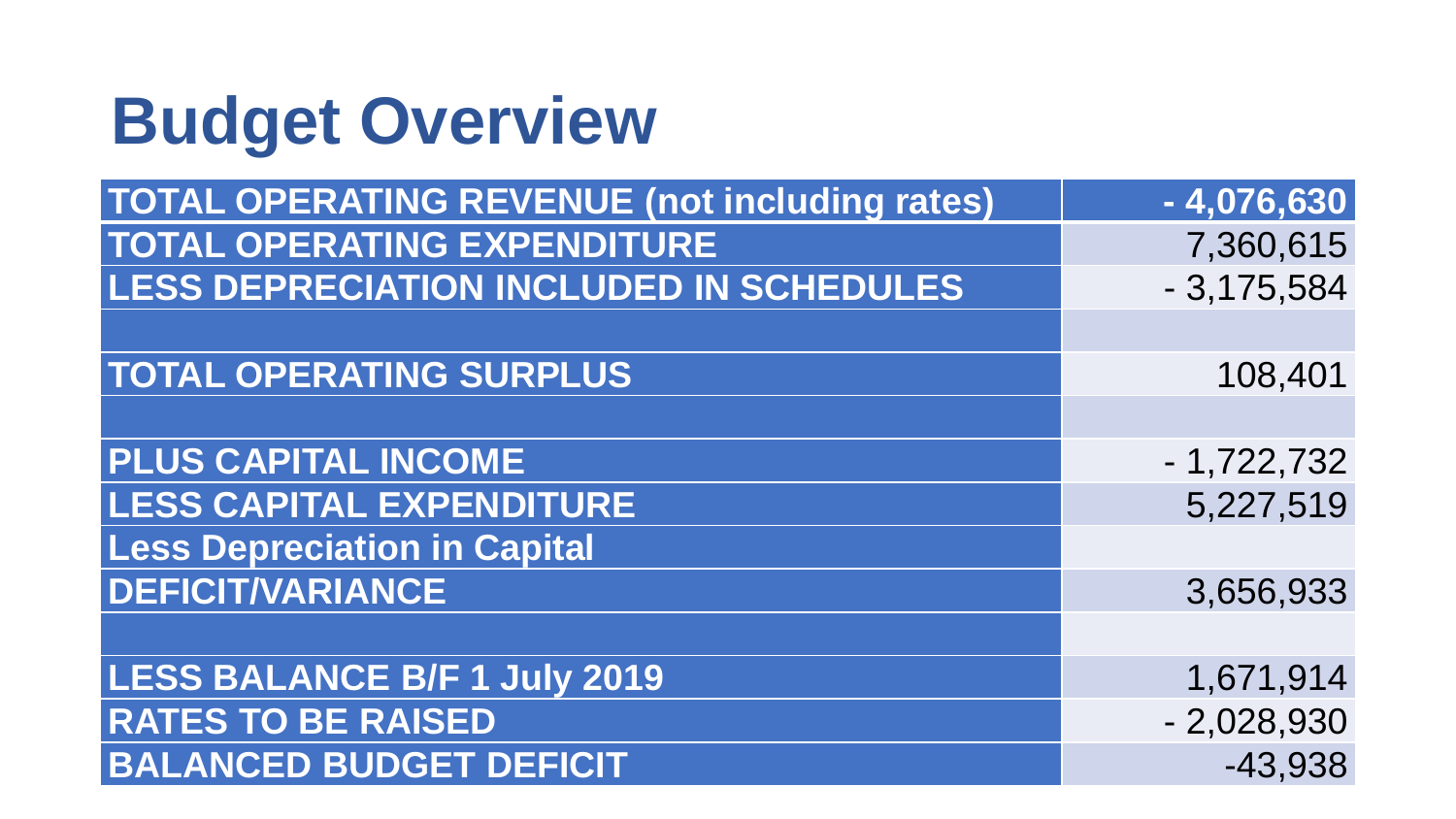# Budget Overview

| | |
|---|---:|
| **TOTAL OPERATING REVENUE (not including rates)** | **- 4,076,630** |
| **TOTAL OPERATING EXPENDITURE** | 7,360,615 |
| **LESS DEPRECIATION INCLUDED IN SCHEDULES** | - 3,175,584 |
| | |
| **TOTAL OPERATING SURPLUS** | 108,401 |
| | |
| **PLUS CAPITAL INCOME** | - 1,722,732 |
| **LESS CAPITAL EXPENDITURE** | 5,227,519 |
| **Less Depreciation in Capital** | |
| **DEFICIT/VARIANCE** | 3,656,933 |
| | |
| **LESS BALANCE B/F 1 July 2019** | 1,671,914 |
| **RATES TO BE RAISED** | - 2,028,930 |
| **BALANCED BUDGET DEFICIT** | -43,938 |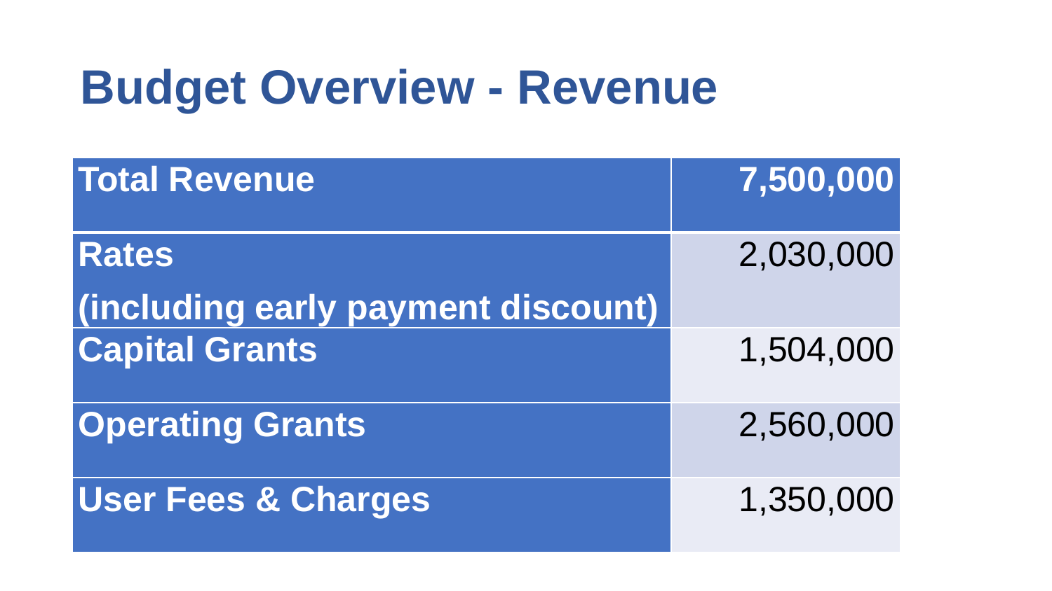# Budget Overview - Revenue

| Total Revenue | 7,500,000 |
| --- | --- |
| Rates (including early payment discount) | 2,030,000 |
| Capital Grants | 1,504,000 |
| Operating Grants | 2,560,000 |
| User Fees & Charges | 1,350,000 |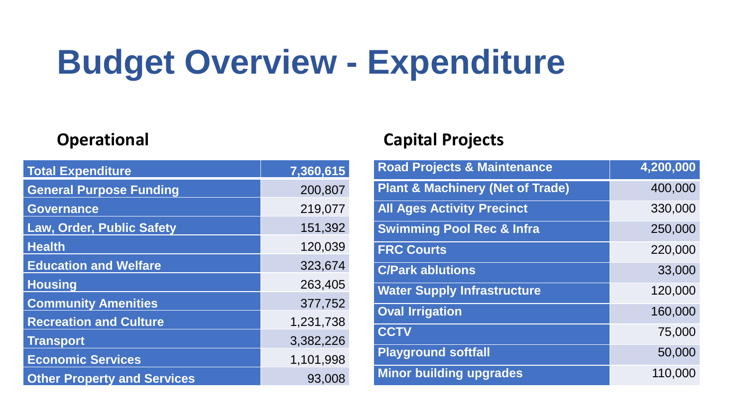# Budget Overview - Expenditure

## Operational

| Total Expenditure | 7,360,615 |
| --- | --- |
| General Purpose Funding | 200,807 |
| Governance | 219,077 |
| Law, Order, Public Safety | 151,392 |
| Health | 120,039 |
| Education and Welfare | 323,674 |
| Housing | 263,405 |
| Community Amenities | 377,752 |
| Recreation and Culture | 1,231,738 |
| Transport | 3,382,226 |
| Economic Services | 1,101,998 |
| Other Property and Services | 93,008 |

## Capital Projects

| Road Projects & Maintenance | 4,200,000 |
| --- | --- |
| Plant & Machinery (Net of Trade) | 400,000 |
| All Ages Activity Precinct | 330,000 |
| Swimming Pool Rec & Infra | 250,000 |
| FRC Courts | 220,000 |
| C/Park ablutions | 33,000 |
| Water Supply Infrastructure | 120,000 |
| Oval Irrigation | 160,000 |
| CCTV | 75,000 |
| Playground softfall | 50,000 |
| Minor building upgrades | 110,000 |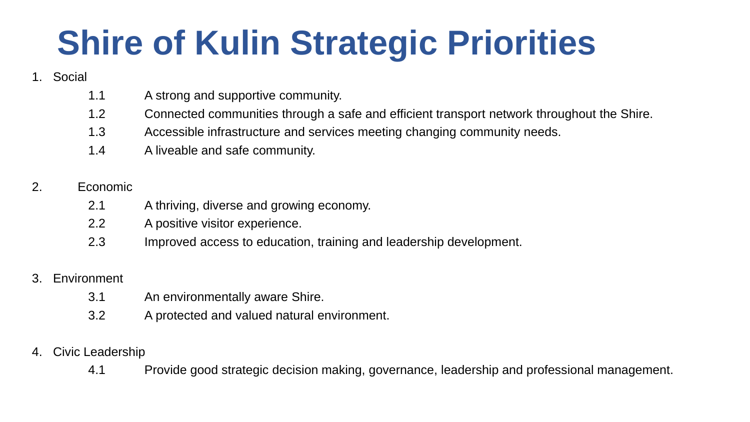# Shire of Kulin Strategic Priorities

1. Social
   - 1.1 A strong and supportive community.
   - 1.2 Connected communities through a safe and efficient transport network throughout the Shire.
   - 1.3 Accessible infrastructure and services meeting changing community needs.
   - 1.4 A liveable and safe community.

2. Economic
   - 2.1 A thriving, diverse and growing economy.
   - 2.2 A positive visitor experience.
   - 2.3 Improved access to education, training and leadership development.

3. Environment
   - 3.1 An environmentally aware Shire.
   - 3.2 A protected and valued natural environment.

4. Civic Leadership
   - 4.1 Provide good strategic decision making, governance, leadership and professional management.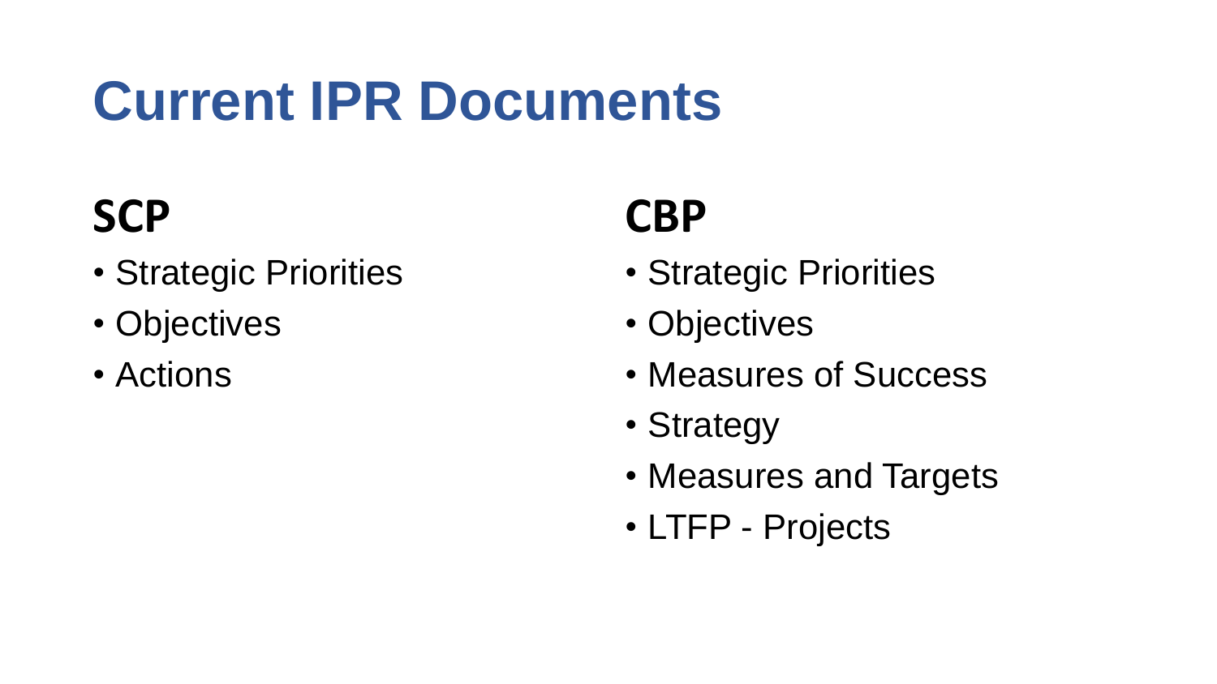# Current IPR Documents

## SCP

- Strategic Priorities
- Objectives
- Actions

## CBP

- Strategic Priorities
- Objectives
- Measures of Success
- Strategy
- Measures and Targets
- LTFP - Projects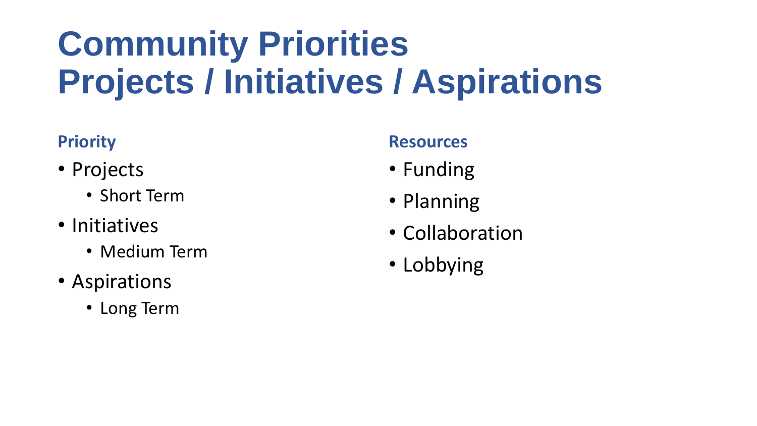# Community Priorities
# Projects / Initiatives / Aspirations

### Priority

- Projects
  - Short Term
- Initiatives
  - Medium Term
- Aspirations
  - Long Term

### Resources

- Funding
- Planning
- Collaboration
- Lobbying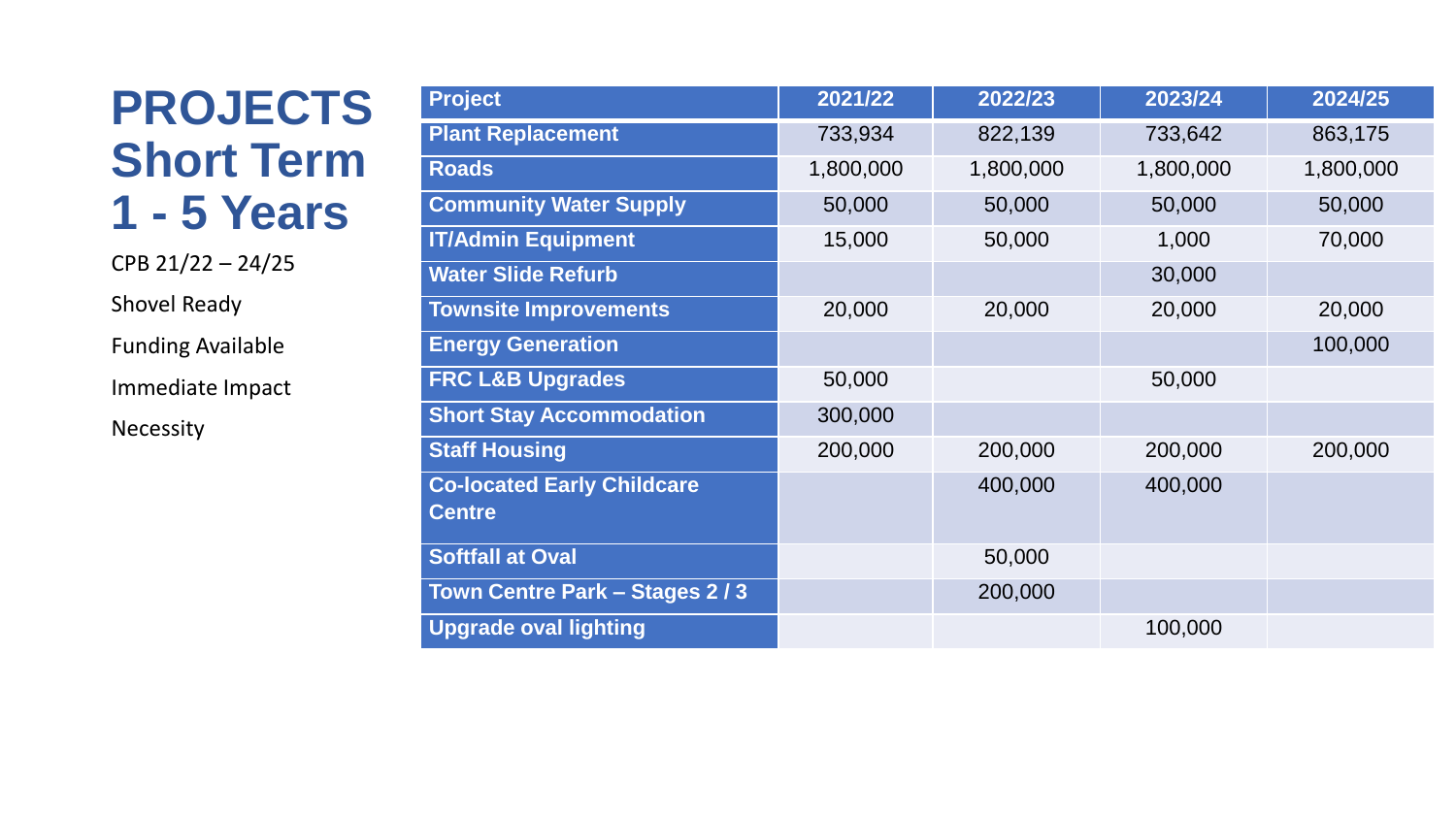# PROJECTS Short Term 1 - 5 Years

CPB 21/22 – 24/25

Shovel Ready

Funding Available

Immediate Impact

Necessity

| Project | 2021/22 | 2022/23 | 2023/24 | 2024/25 |
|---|---|---|---|---|
| Plant Replacement | 733,934 | 822,139 | 733,642 | 863,175 |
| Roads | 1,800,000 | 1,800,000 | 1,800,000 | 1,800,000 |
| Community Water Supply | 50,000 | 50,000 | 50,000 | 50,000 |
| IT/Admin Equipment | 15,000 | 50,000 | 1,000 | 70,000 |
| Water Slide Refurb | | | 30,000 | |
| Townsite Improvements | 20,000 | 20,000 | 20,000 | 20,000 |
| Energy Generation | | | | 100,000 |
| FRC L&B Upgrades | 50,000 | | 50,000 | |
| Short Stay Accommodation | 300,000 | | | |
| Staff Housing | 200,000 | 200,000 | 200,000 | 200,000 |
| Co-located Early Childcare Centre | | 400,000 | 400,000 | |
| Softfall at Oval | | 50,000 | | |
| Town Centre Park – Stages 2 / 3 | | 200,000 | | |
| Upgrade oval lighting | | | 100,000 | |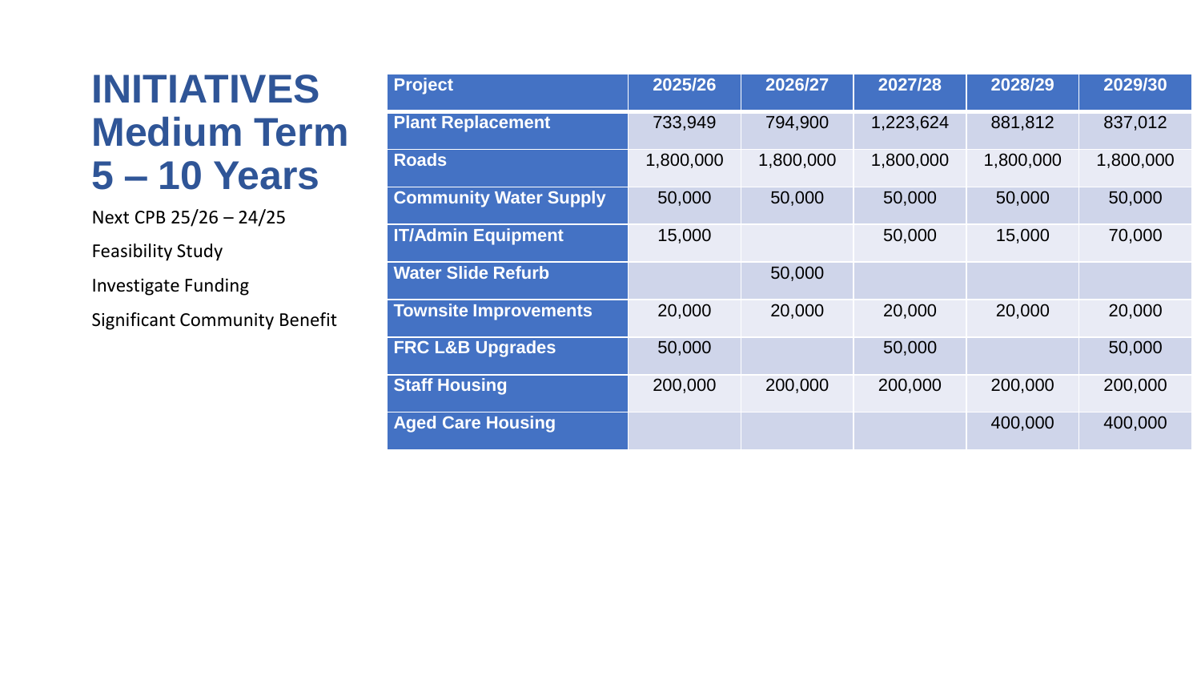# INITIATIVES Medium Term 5 – 10 Years

Next CPB 25/26 – 24/25

Feasibility Study

Investigate Funding

Significant Community Benefit

| Project | 2025/26 | 2026/27 | 2027/28 | 2028/29 | 2029/30 |
|---|---|---|---|---|---|
| Plant Replacement | 733,949 | 794,900 | 1,223,624 | 881,812 | 837,012 |
| Roads | 1,800,000 | 1,800,000 | 1,800,000 | 1,800,000 | 1,800,000 |
| Community Water Supply | 50,000 | 50,000 | 50,000 | 50,000 | 50,000 |
| IT/Admin Equipment | 15,000 | | 50,000 | 15,000 | 70,000 |
| Water Slide Refurb | | 50,000 | | | |
| Townsite Improvements | 20,000 | 20,000 | 20,000 | 20,000 | 20,000 |
| FRC L&B Upgrades | 50,000 | | 50,000 | | 50,000 |
| Staff Housing | 200,000 | 200,000 | 200,000 | 200,000 | 200,000 |
| Aged Care Housing | | | | 400,000 | 400,000 |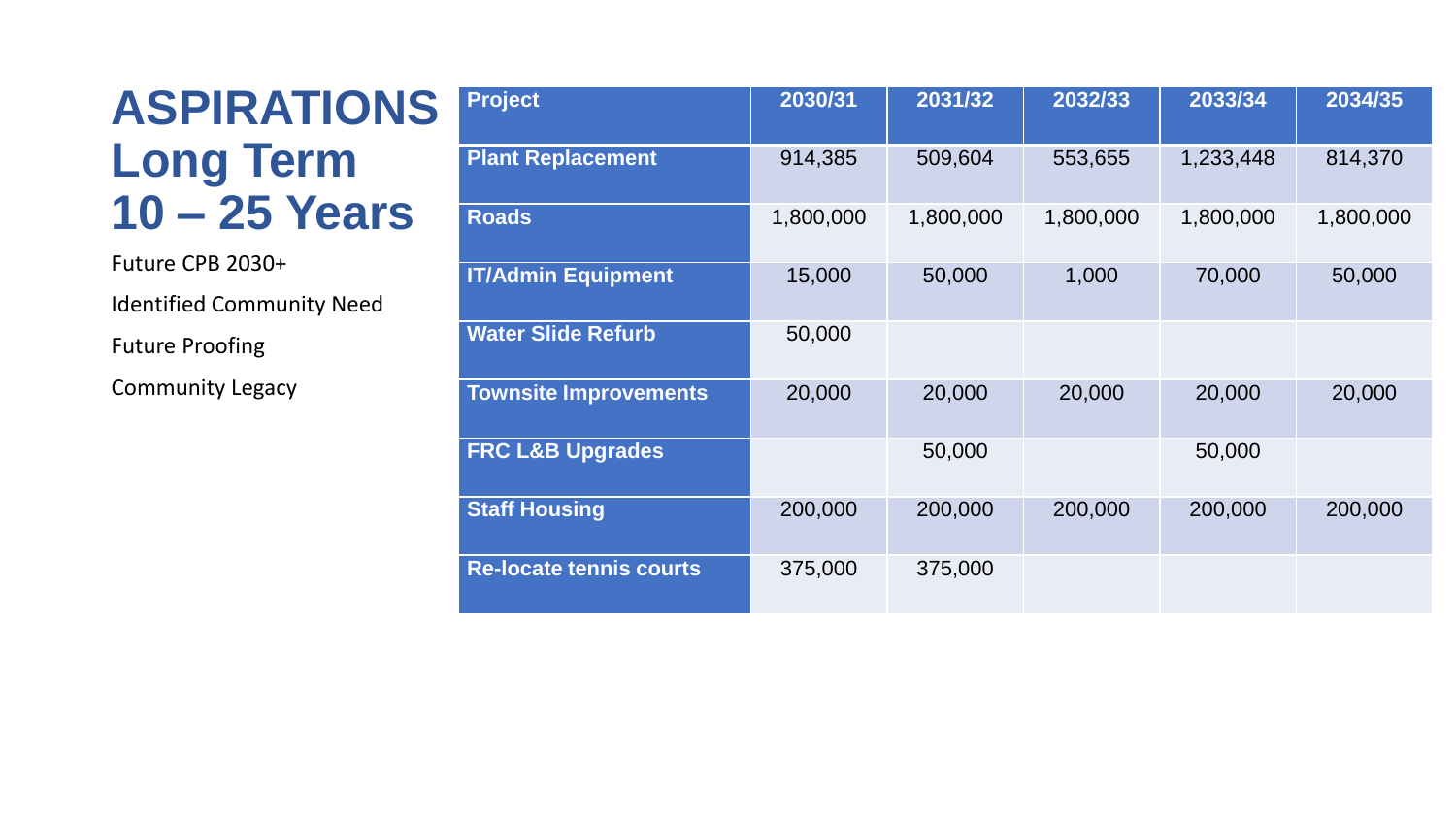# ASPIRATIONS Long Term 10 – 25 Years

Future CPB 2030+

Identified Community Need

Future Proofing

Community Legacy

| Project | 2030/31 | 2031/32 | 2032/33 | 2033/34 | 2034/35 |
|---|---|---|---|---|---|
| Plant Replacement | 914,385 | 509,604 | 553,655 | 1,233,448 | 814,370 |
| Roads | 1,800,000 | 1,800,000 | 1,800,000 | 1,800,000 | 1,800,000 |
| IT/Admin Equipment | 15,000 | 50,000 | 1,000 | 70,000 | 50,000 |
| Water Slide Refurb | 50,000 | | | | |
| Townsite Improvements | 20,000 | 20,000 | 20,000 | 20,000 | 20,000 |
| FRC L&B Upgrades | | 50,000 | | 50,000 | |
| Staff Housing | 200,000 | 200,000 | 200,000 | 200,000 | 200,000 |
| Re-locate tennis courts | 375,000 | 375,000 | | | |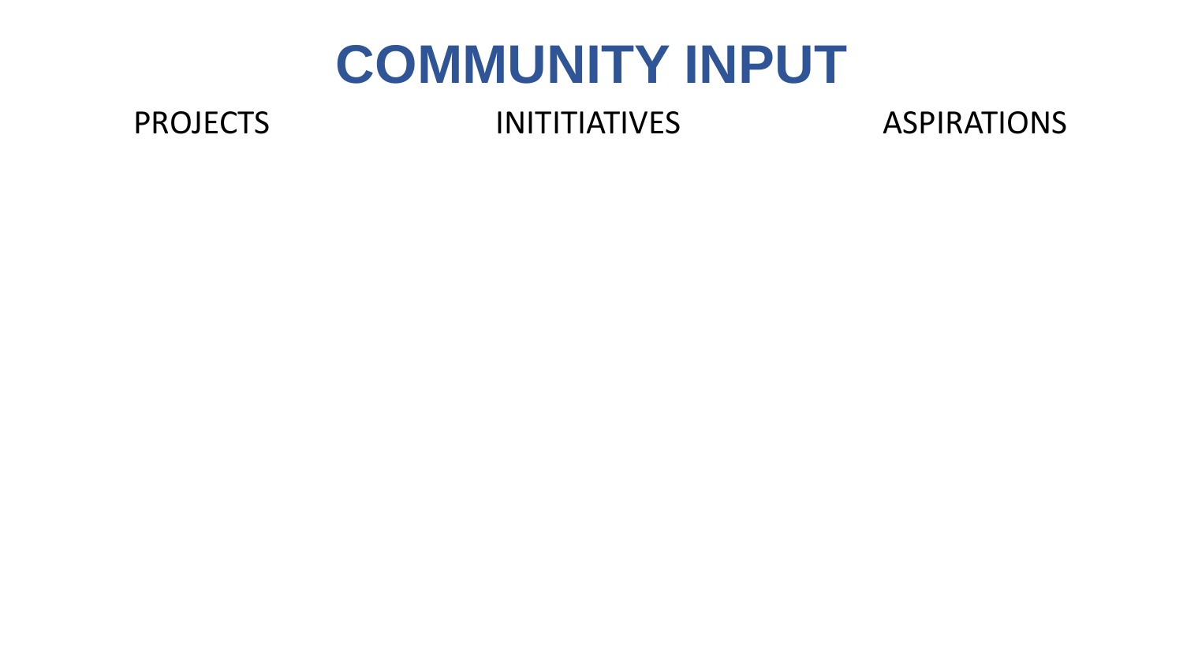# COMMUNITY INPUT

| PROJECTS | INITITIATIVES | ASPIRATIONS |
| --- | --- | --- |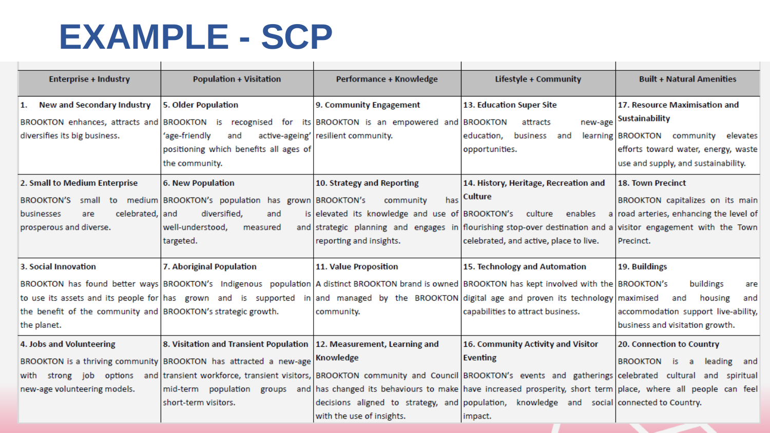# EXAMPLE - SCP

| Enterprise + Industry | Population + Visitation | Performance + Knowledge | Lifestyle + Community | Built + Natural Amenities |
|---|---|---|---|---|
| **1. New and Secondary Industry** BROOKTON enhances, attracts and diversifies its big business. | **5. Older Population** BROOKTON is recognised for its 'age-friendly and active-ageing' positioning which benefits all ages of the community. | **9. Community Engagement** BROOKTON is an empowered and resilient community. | **13. Education Super Site** BROOKTON attracts new-age education, business and learning opportunities. | **17. Resource Maximisation and Sustainability** BROOKTON community elevates efforts toward water, energy, waste use and supply, and sustainability. |
| **2. Small to Medium Enterprise** BROOKTON'S small to medium businesses are celebrated, prosperous and diverse. | **6. New Population** BROOKTON's population has grown and diversified, and is well-understood, measured and targeted. | **10. Strategy and Reporting** BROOKTON's community has elevated its knowledge and use of strategic planning and engages in reporting and insights. | **14. History, Heritage, Recreation and Culture** BROOKTON's culture enables a flourishing stop-over destination and a celebrated, and active, place to live. | **18. Town Precinct** BROOKTON capitalizes on its main road arteries, enhancing the level of visitor engagement with the Town Precinct. |
| **3. Social Innovation** BROOKTON has found better ways to use its assets and its people for the benefit of the community and the planet. | **7. Aboriginal Population** BROOKTON's Indigenous population has grown and is supported in BROOKTON's strategic growth. | **11. Value Proposition** A distinct BROOKTON brand is owned and managed by the BROOKTON community. | **15. Technology and Automation** BROOKTON has kept involved with the digital age and proven its technology capabilities to attract business. | **19. Buildings** BROOKTON's buildings are maximised and housing and accommodation support live-ability, business and visitation growth. |
| **4. Jobs and Volunteering** BROOKTON is a thriving community with strong job options and new-age volunteering models. | **8. Visitation and Transient Population** BROOKTON has attracted a new-age transient workforce, transient visitors, mid-term population groups and short-term visitors. | **12. Measurement, Learning and Knowledge** BROOKTON community and Council has changed its behaviours to make decisions aligned to strategy, and with the use of insights. | **16. Community Activity and Visitor Eventing** BROOKTON's events and gatherings have increased prosperity, short term population, knowledge and social impact. | **20. Connection to Country** BROOKTON is a leading and celebrated cultural and spiritual place, where all people can feel connected to Country. |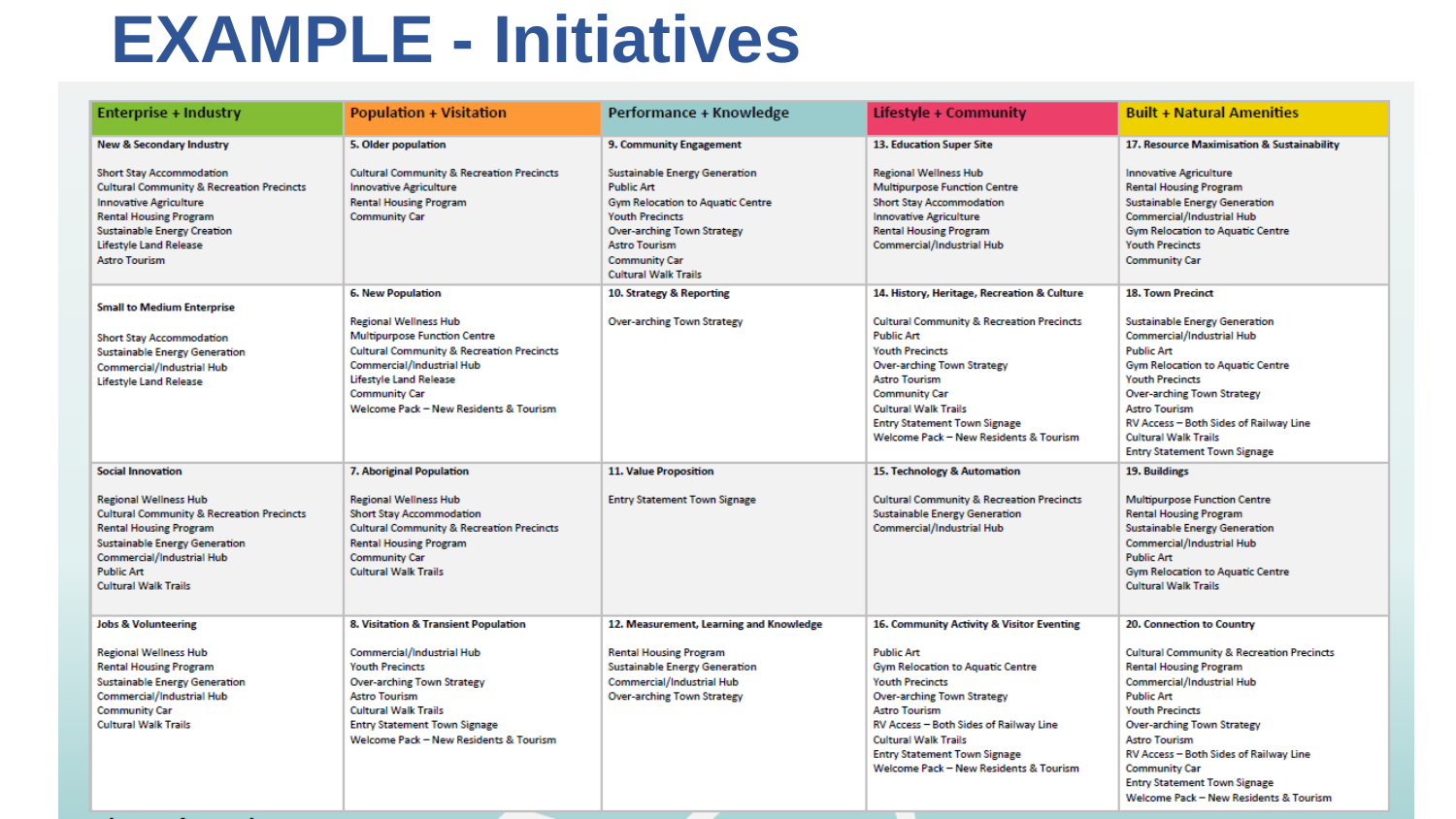# EXAMPLE - Initiatives

| Enterprise + Industry | Population + Visitation | Performance + Knowledge | Lifestyle + Community | Built + Natural Amenities |
|---|---|---|---|---|
| **New & Secondary Industry**<br><br>Short Stay Accommodation<br>Cultural Community & Recreation Precincts<br>Innovative Agriculture<br>Rental Housing Program<br>Sustainable Energy Creation<br>Lifestyle Land Release<br>Astro Tourism | **5. Older population**<br><br>Cultural Community & Recreation Precincts<br>Innovative Agriculture<br>Rental Housing Program<br>Community Car | **9. Community Engagement**<br><br>Sustainable Energy Generation<br>Public Art<br>Gym Relocation to Aquatic Centre<br>Youth Precincts<br>Over-arching Town Strategy<br>Astro Tourism<br>Community Car<br>Cultural Walk Trails | **13. Education Super Site**<br><br>Regional Wellness Hub<br>Multipurpose Function Centre<br>Short Stay Accommodation<br>Innovative Agriculture<br>Rental Housing Program<br>Commercial/Industrial Hub | **17. Resource Maximisation & Sustainability**<br><br>Innovative Agriculture<br>Rental Housing Program<br>Sustainable Energy Generation<br>Commercial/Industrial Hub<br>Gym Relocation to Aquatic Centre<br>Youth Precincts<br>Community Car |
| **Small to Medium Enterprise**<br><br>Short Stay Accommodation<br>Sustainable Energy Generation<br>Commercial/Industrial Hub<br>Lifestyle Land Release | **6. New Population**<br><br>Regional Wellness Hub<br>Multipurpose Function Centre<br>Cultural Community & Recreation Precincts<br>Commercial/Industrial Hub<br>Lifestyle Land Release<br>Community Car<br>Welcome Pack – New Residents & Tourism | **10. Strategy & Reporting**<br><br>Over-arching Town Strategy | **14. History, Heritage, Recreation & Culture**<br><br>Cultural Community & Recreation Precincts<br>Public Art<br>Youth Precincts<br>Over-arching Town Strategy<br>Astro Tourism<br>Community Car<br>Cultural Walk Trails<br>Entry Statement Town Signage<br>Welcome Pack – New Residents & Tourism | **18. Town Precinct**<br><br>Sustainable Energy Generation<br>Commercial/Industrial Hub<br>Public Art<br>Gym Relocation to Aquatic Centre<br>Youth Precincts<br>Over-arching Town Strategy<br>Astro Tourism<br>RV Access – Both Sides of Railway Line<br>Cultural Walk Trails<br>Entry Statement Town Signage |
| **Social Innovation**<br><br>Regional Wellness Hub<br>Cultural Community & Recreation Precincts<br>Rental Housing Program<br>Sustainable Energy Generation<br>Commercial/Industrial Hub<br>Public Art<br>Cultural Walk Trails | **7. Aboriginal Population**<br><br>Regional Wellness Hub<br>Short Stay Accommodation<br>Cultural Community & Recreation Precincts<br>Rental Housing Program<br>Community Car<br>Cultural Walk Trails | **11. Value Proposition**<br><br>Entry Statement Town Signage | **15. Technology & Automation**<br><br>Cultural Community & Recreation Precincts<br>Sustainable Energy Generation<br>Commercial/Industrial Hub | **19. Buildings**<br><br>Multipurpose Function Centre<br>Rental Housing Program<br>Sustainable Energy Generation<br>Commercial/Industrial Hub<br>Public Art<br>Gym Relocation to Aquatic Centre<br>Cultural Walk Trails |
| **Jobs & Volunteering**<br><br>Regional Wellness Hub<br>Rental Housing Program<br>Sustainable Energy Generation<br>Commercial/Industrial Hub<br>Community Car<br>Cultural Walk Trails | **8. Visitation & Transient Population**<br><br>Commercial/Industrial Hub<br>Youth Precincts<br>Over-arching Town Strategy<br>Astro Tourism<br>Cultural Walk Trails<br>Entry Statement Town Signage<br>Welcome Pack – New Residents & Tourism | **12. Measurement, Learning and Knowledge**<br><br>Rental Housing Program<br>Sustainable Energy Generation<br>Commercial/Industrial Hub<br>Over-arching Town Strategy | **16. Community Activity & Visitor Eventing**<br><br>Public Art<br>Gym Relocation to Aquatic Centre<br>Youth Precincts<br>Over-arching Town Strategy<br>Astro Tourism<br>RV Access – Both Sides of Railway Line<br>Cultural Walk Trails<br>Entry Statement Town Signage<br>Welcome Pack – New Residents & Tourism | **20. Connection to Country**<br><br>Cultural Community & Recreation Precincts<br>Rental Housing Program<br>Commercial/Industrial Hub<br>Public Art<br>Youth Precincts<br>Over-arching Town Strategy<br>Astro Tourism<br>RV Access – Both Sides of Railway Line<br>Community Car<br>Entry Statement Town Signage<br>Welcome Pack – New Residents & Tourism |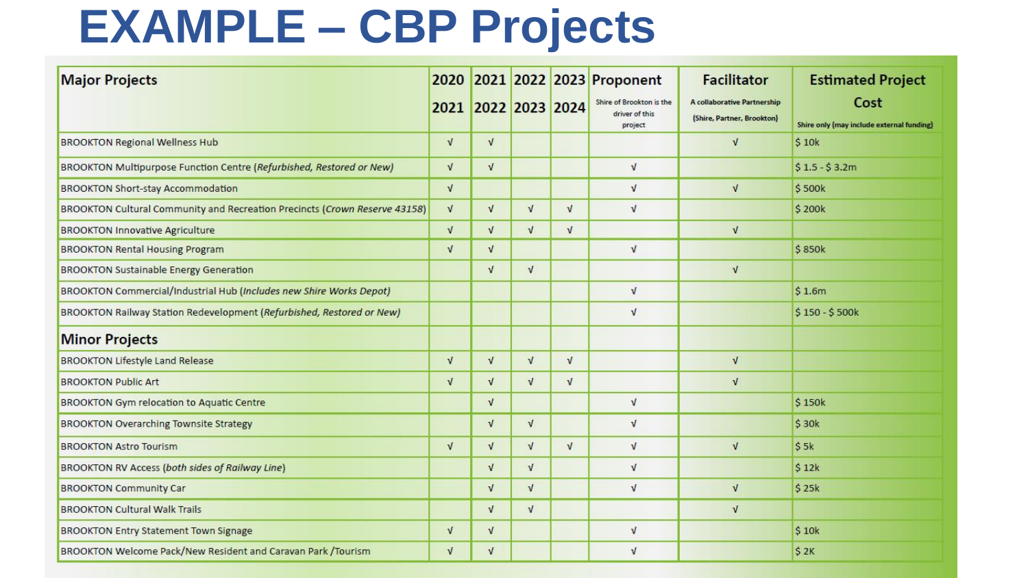# EXAMPLE – CBP Projects

| Major Projects | 2020 2021 | 2021 2022 | 2022 2023 | 2023 2024 | Proponent Shire of Brookton is the driver of this project | Facilitator A collaborative Partnership (Shire, Partner, Brookton) | Estimated Project Cost Shire only (may include external funding) |
|---|---|---|---|---|---|---|---|
| BROOKTON Regional Wellness Hub | √ | √ | | | | √ | $ 10k |
| BROOKTON Multipurpose Function Centre (*Refurbished, Restored or New*) | √ | √ | | | √ | | $ 1.5 - $ 3.2m |
| BROOKTON Short-stay Accommodation | √ | | | | √ | √ | $ 500k |
| BROOKTON Cultural Community and Recreation Precincts (*Crown Reserve 43158*) | √ | √ | √ | √ | √ | | $ 200k |
| BROOKTON Innovative Agriculture | √ | √ | √ | √ | | √ | |
| BROOKTON Rental Housing Program | √ | √ | | | √ | | $ 850k |
| BROOKTON Sustainable Energy Generation | | √ | √ | | | √ | |
| BROOKTON Commercial/Industrial Hub (*Includes new Shire Works Depot*) | | | | | √ | | $ 1.6m |
| BROOKTON Railway Station Redevelopment (*Refurbished, Restored or New*) | | | | | √ | | $ 150 - $ 500k |
| **Minor Projects** | | | | | | | |
| BROOKTON Lifestyle Land Release | √ | √ | √ | √ | | √ | |
| BROOKTON Public Art | √ | √ | √ | √ | | √ | |
| BROOKTON Gym relocation to Aquatic Centre | | √ | | | √ | | $ 150k |
| BROOKTON Overarching Townsite Strategy | | √ | √ | | √ | | $ 30k |
| BROOKTON Astro Tourism | √ | √ | √ | √ | √ | √ | $ 5k |
| BROOKTON RV Access (*both sides of Railway Line*) | | √ | √ | | √ | | $ 12k |
| BROOKTON Community Car | | √ | √ | | √ | √ | $ 25k |
| BROOKTON Cultural Walk Trails | | √ | √ | | | √ | |
| BROOKTON Entry Statement Town Signage | √ | √ | | | √ | | $ 10k |
| BROOKTON Welcome Pack/New Resident and Caravan Park /Tourism | √ | √ | | | √ | | $ 2K |